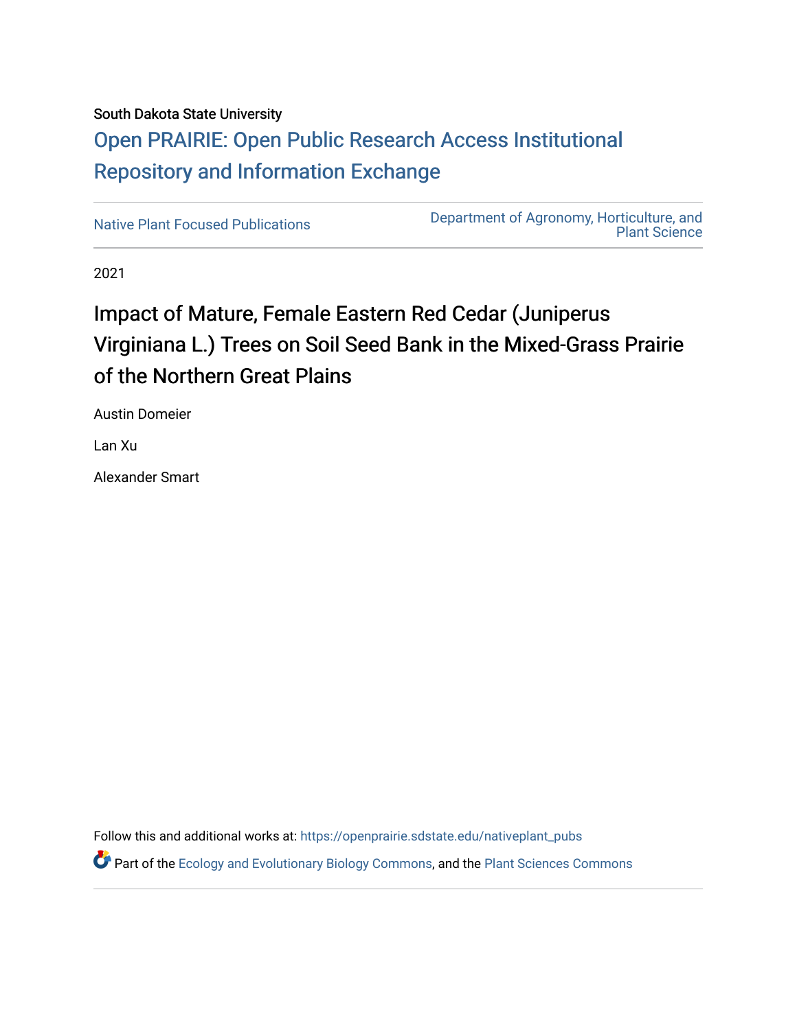South Dakota State University

# Open PRAIRIE: Open Public Research Access Institutional Repository and Information Exchange

Native Plant Focused Publications

Department of Agronomy, Horticulture, and Plant Science

2021

## Impact of Mature, Female Eastern Red Cedar (Juniperus Virginiana L.) Trees on Soil Seed Bank in the Mixed-Grass Prairie of the Northern Great Plains

Austin Domeier

Lan Xu

Alexander Smart

Follow this and additional works at: https://openprairie.sdstate.edu/nativeplant_pubs

Part of the Ecology and Evolutionary Biology Commons, and the Plant Sciences Commons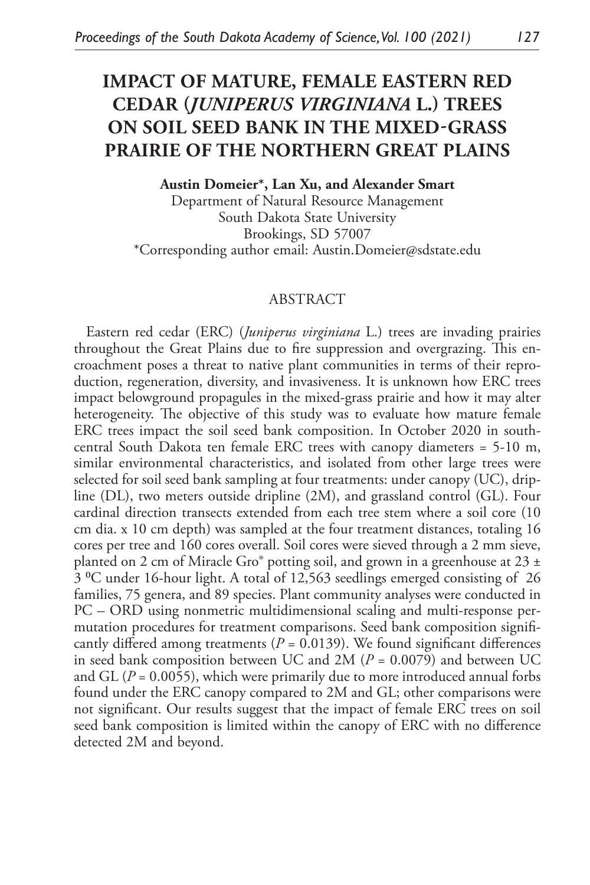# IMPACT OF MATURE, FEMALE EASTERN RED CEDAR (*JUNIPERUS VIRGINIANA* L.) TREES ON SOIL SEED BANK IN THE MIXED-GRASS PRAIRIE OF THE NORTHERN GREAT PLAINS

**Austin Domeier*, Lan Xu, and Alexander Smart**

Department of Natural Resource Management
South Dakota State University
Brookings, SD 57007
*Corresponding author email: Austin.Domeier@sdstate.edu

## ABSTRACT

Eastern red cedar (ERC) (*Juniperus virginiana* L.) trees are invading prairies throughout the Great Plains due to fire suppression and overgrazing. This encroachment poses a threat to native plant communities in terms of their reproduction, regeneration, diversity, and invasiveness. It is unknown how ERC trees impact belowground propagules in the mixed-grass prairie and how it may alter heterogeneity. The objective of this study was to evaluate how mature female ERC trees impact the soil seed bank composition. In October 2020 in south-central South Dakota ten female ERC trees with canopy diameters = 5-10 m, similar environmental characteristics, and isolated from other large trees were selected for soil seed bank sampling at four treatments: under canopy (UC), dripline (DL), two meters outside dripline (2M), and grassland control (GL). Four cardinal direction transects extended from each tree stem where a soil core (10 cm dia. x 10 cm depth) was sampled at the four treatment distances, totaling 16 cores per tree and 160 cores overall. Soil cores were sieved through a 2 mm sieve, planted on 2 cm of Miracle Gro® potting soil, and grown in a greenhouse at 23 ± 3 ºC under 16-hour light. A total of 12,563 seedlings emerged consisting of 26 families, 75 genera, and 89 species. Plant community analyses were conducted in PC – ORD using nonmetric multidimensional scaling and multi-response permutation procedures for treatment comparisons. Seed bank composition significantly differed among treatments ($P = 0.0139$). We found significant differences in seed bank composition between UC and 2M ($P = 0.0079$) and between UC and GL ($P = 0.0055$), which were primarily due to more introduced annual forbs found under the ERC canopy compared to 2M and GL; other comparisons were not significant. Our results suggest that the impact of female ERC trees on soil seed bank composition is limited within the canopy of ERC with no difference detected 2M and beyond.